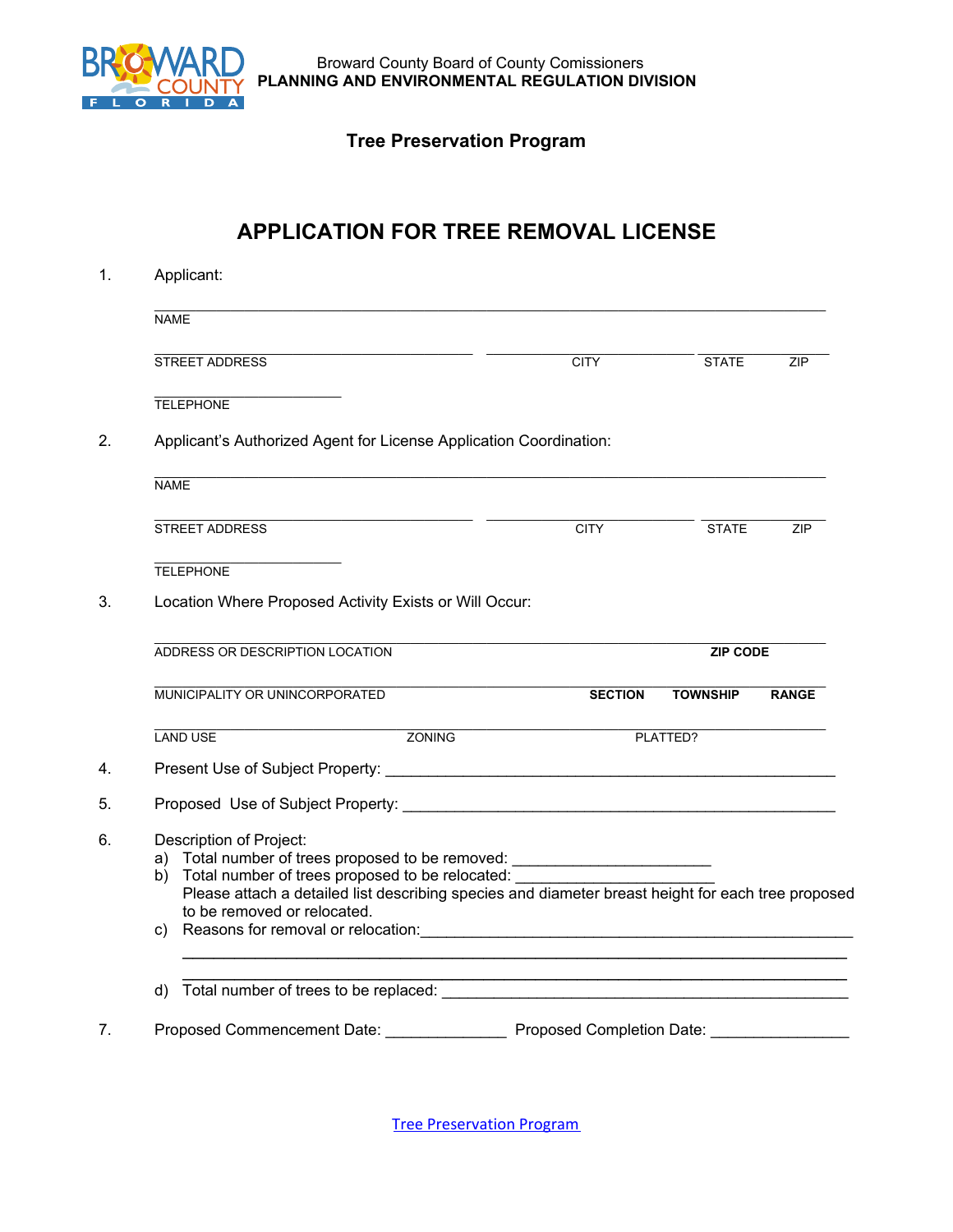Broward County Board of County Comissioners
**PLANNING AND ENVIRONMENTAL REGULATION DIVISION**

**Tree Preservation Program**

# APPLICATION FOR TREE REMOVAL LICENSE

1. Applicant:

   ______________________________________________
   NAME

   ______________________ ______________ ______
   STREET ADDRESS CITY STATE ZIP

   ______________
   TELEPHONE

2. Applicant's Authorized Agent for License Application Coordination:

   ______________________________________________
   NAME

   ______________________ ______________ ______
   STREET ADDRESS CITY STATE ZIP

   ______________
   TELEPHONE

3. Location Where Proposed Activity Exists or Will Occur:

   ______________________________________________
   ADDRESS OR DESCRIPTION LOCATION **ZIP CODE**

   ______________________________________________
   MUNICIPALITY OR UNINCORPORATED **SECTION** **TOWNSHIP** **RANGE**

   ______________________________________________
   LAND USE ZONING PLATTED?

4. Present Use of Subject Property: ______________________________________________

5. Proposed Use of Subject Property: ______________________________________________

6. Description of Project:
   a) Total number of trees proposed to be removed: ______________________
   b) Total number of trees proposed to be relocated: ______________________
      Please attach a detailed list describing species and diameter breast height for each tree proposed to be removed or relocated.
   c) Reasons for removal or relocation:______________________________________________
      ______________________________________________
      ______________________________________________
   d) Total number of trees to be replaced: ______________________________________________

7. Proposed Commencement Date: ______________ Proposed Completion Date: ________________

Tree Preservation Program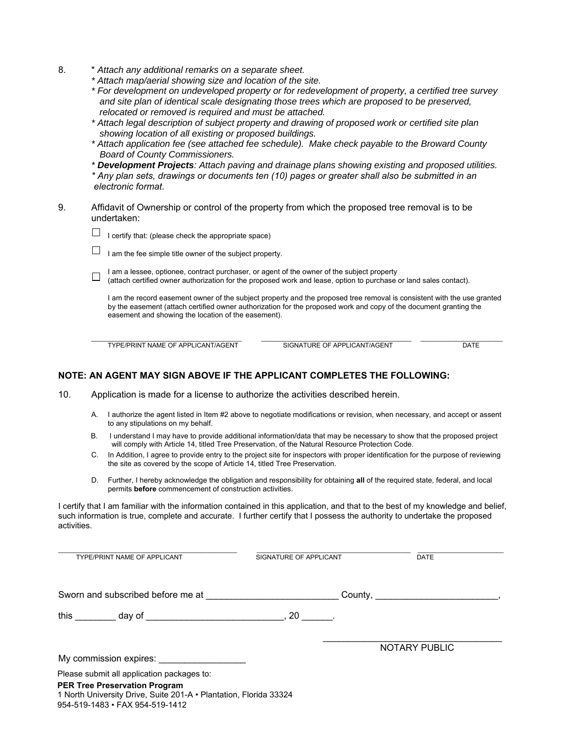8. * *Attach any additional remarks on a separate sheet.*
   * *Attach map/aerial showing size and location of the site.*
   * *For development on undeveloped property or for redevelopment of property, a certified tree survey and site plan of identical scale designating those trees which are proposed to be preserved, relocated or removed is required and must be attached.*
   * *Attach legal description of subject property and drawing of proposed work or certified site plan showing location of all existing or proposed buildings.*
   * *Attach application fee (see attached fee schedule). Make check payable to the Broward County Board of County Commissioners.*
   * ***Development Projects**: Attach paving and drainage plans showing existing and proposed utilities.*
   * *Any plan sets, drawings or documents ten (10) pages or greater shall also be submitted in an electronic format.*

9. Affidavit of Ownership or control of the property from which the proposed tree removal is to be undertaken:

   ☐ I certify that: (please check the appropriate space)

   ☐ I am the fee simple title owner of the subject property.

   ☐ I am a lessee, optionee, contract purchaser, or agent of the owner of the subject property (attach certified owner authorization for the proposed work and lease, option to purchase or land sales contact).

   I am the record easement owner of the subject property and the proposed tree removal is consistent with the use granted by the easement (attach certified owner authorization for the proposed work and copy of the document granting the easement and showing the location of the easement).

______________________________ ______________________________ ______________
TYPE/PRINT NAME OF APPLICANT/AGENT SIGNATURE OF APPLICANT/AGENT DATE

**NOTE: AN AGENT MAY SIGN ABOVE IF THE APPLICANT COMPLETES THE FOLLOWING:**

10. Application is made for a license to authorize the activities described herein.

    A. I authorize the agent listed in Item #2 above to negotiate modifications or revision, when necessary, and accept or assent to any stipulations on my behalf.

    B. I understand I may have to provide additional information/data that may be necessary to show that the proposed project will comply with Article 14, titled Tree Preservation, of the Natural Resource Protection Code.

    C. In Addition, I agree to provide entry to the project site for inspectors with proper identification for the purpose of reviewing the site as covered by the scope of Article 14, titled Tree Preservation.

    D. Further, I hereby acknowledge the obligation and responsibility for obtaining **all** of the required state, federal, and local permits **before** commencement of construction activities.

I certify that I am familiar with the information contained in this application, and that to the best of my knowledge and belief, such information is true, complete and accurate. I further certify that I possess the authority to undertake the proposed activities.

______________________________ ______________________________ ______________
TYPE/PRINT NAME OF APPLICANT SIGNATURE OF APPLICANT DATE

Sworn and subscribed before me at ________________________ County, ______________________,

this ________ day of ________________________, 20 ______.

______________________________
NOTARY PUBLIC

My commission expires: ________________

Please submit all application packages to:

**PER Tree Preservation Program**
1 North University Drive, Suite 201-A • Plantation, Florida 33324
954-519-1483 • FAX 954-519-1412